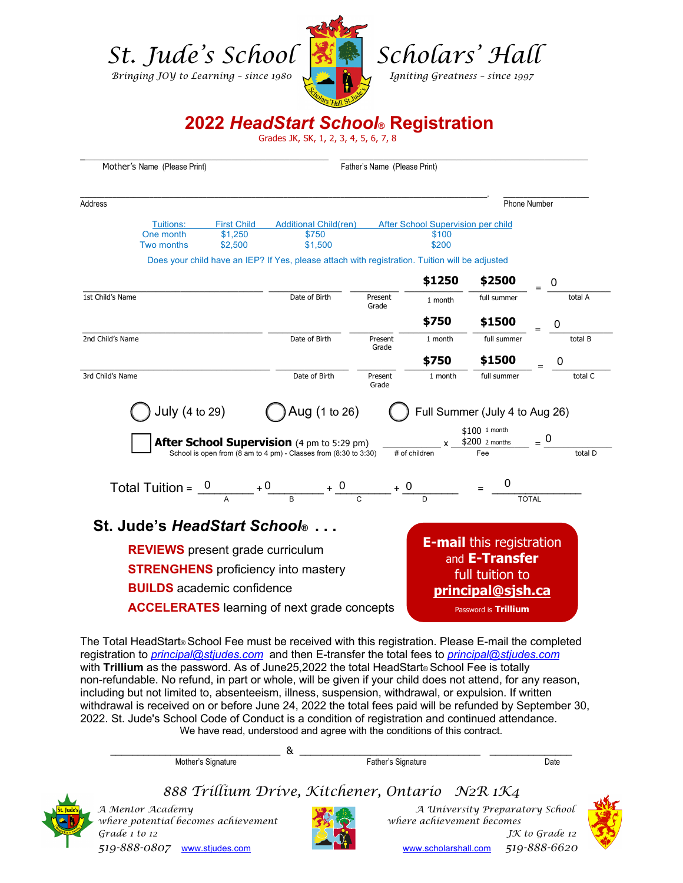St. Jude's School
*Bringing JOY to Learning – since 1980*

Scholars' Hall
*Igniting Greatness – since 1997*

# 2022 *HeadStart School*® Registration

Grades JK, SK, 1, 2, 3, 4, 5, 6, 7, 8

Mother's Name (Please Print) ______________________ Father's Name (Please Print) ______________________

Address ______________________________________ Phone Number ______________

| Tuitions: | First Child | Additional Child(ren) | After School Supervision per child |
|---|---|---|---|
| One month | $1,250 | $750 | $100 |
| Two months | $2,500 | $1,500 | $200 |

Does your child have an IEP? If Yes, please attach with registration. Tuition will be adjusted

| Child's Name | Date of Birth | Present Grade | 1 month | full summer | | Total |
|---|---|---|---|---|---|---|
| 1st Child's Name | | | $1250 | $2500 | = | 0 (total A) |
| 2nd Child's Name | | | $750 | $1500 | = | 0 (total B) |
| 3rd Child's Name | | | $750 | $1500 | = | 0 (total C) |

◯ July (4 to 29) ◯ Aug (1 to 26) ◯ Full Summer (July 4 to Aug 26)

☐ **After School Supervision** (4 pm to 5:29 pm) ________ x $100 1 month / $200 2 months = 0
School is open from (8 am to 4 pm) - Classes from (8:30 to 3:30) — # of children — Fee — total D

Total Tuition = 0 (A) + 0 (B) + 0 (C) + 0 (D) = 0 (TOTAL)

## St. Jude's *HeadStart School*® . . .

- **REVIEWS** present grade curriculum
- **STRENGHENS** proficiency into mastery
- **BUILDS** academic confidence
- **ACCELERATES** learning of next grade concepts

**E-mail** this registration and **E-Transfer** full tuition to **principal@sjsh.ca**
Password is **Trillium**

The Total HeadStart® School Fee must be received with this registration. Please E-mail the completed registration to *principal@stjudes.com* and then E-transfer the total fees to *principal@stjudes.com* with **Trillium** as the password. As of June25,2022 the total HeadStart® School Fee is totally non-refundable. No refund, in part or whole, will be given if your child does not attend, for any reason, including but not limited to, absenteeism, illness, suspension, withdrawal, or expulsion. If written withdrawal is received on or before June 24, 2022 the total fees paid will be refunded by September 30, 2022. St. Jude's School Code of Conduct is a condition of registration and continued attendance.

We have read, understood and agree with the conditions of this contract.

______________________ & ______________________ ______________
Mother's Signature — Father's Signature — Date

*888 Trillium Drive, Kitchener, Ontario N2R 1K4*

*A Mentor Academy where potential becomes achievement*
*Grade 1 to 12*
*519-888-0807* www.stjudes.com

*A University Preparatory School where achievement becomes*
*JK to Grade 12*
www.scholarshall.com *519-888-6620*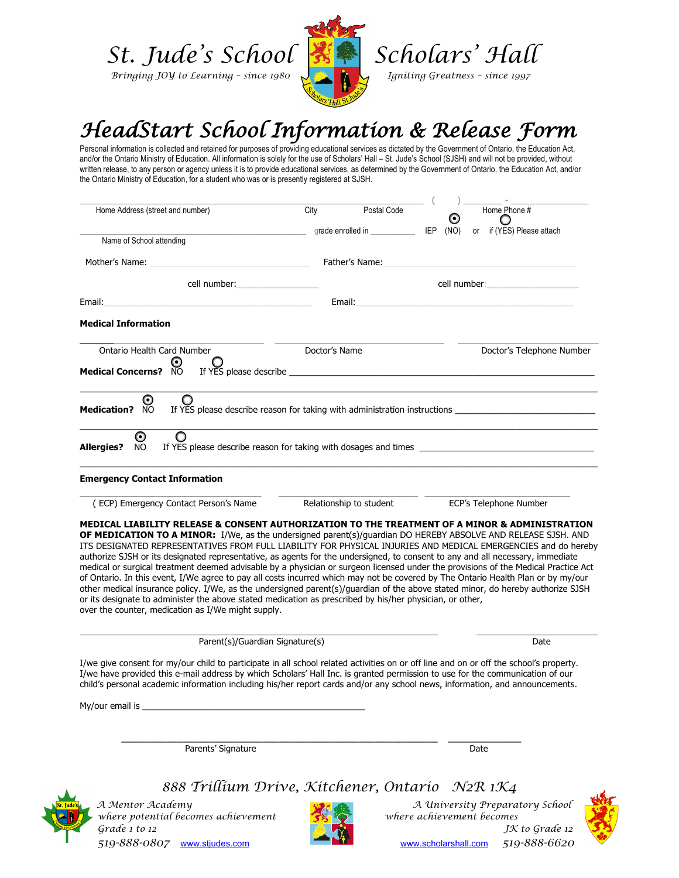St. Jude's School

*Bringing JOY to Learning – since 1980*

Scholars' Hall

*Igniting Greatness – since 1997*

# HeadStart School Information & Release Form

Personal information is collected and retained for purposes of providing educational services as dictated by the Government of Ontario, the Education Act, and/or the Ontario Ministry of Education. All information is solely for the use of Scholars' Hall – St. Jude's School (SJSH) and will not be provided, without written release, to any person or agency unless it is to provide educational services, as determined by the Government of Ontario, the Education Act, and/or the Ontario Ministry of Education, for a student who was or is presently registered at SJSH.

Home Address (street and number) ____________ City ____________ Postal Code ____________ Home Phone # ( ) ______ - ______

Name of School attending ____________ grade enrolled in ____________ IEP ◉ (NO) or ○ if (YES) Please attach

Mother's Name: ____________ Father's Name: ____________

cell number: ____________ cell number: ____________

Email: ____________ Email: ____________

**Medical Information**

Ontario Health Card Number ____________ Doctor's Name ____________ Doctor's Telephone Number ____________

**Medical Concerns?** ◉ NO ○ If YES please describe ____________

**Medication?** ◉ NO ○ If YES please describe reason for taking with administration instructions ____________

**Allergies?** ◉ NO ○ If YES please describe reason for taking with dosages and times ____________

**Emergency Contact Information**

( ECP) Emergency Contact Person's Name ____________ Relationship to student ____________ ECP's Telephone Number ____________

**MEDICAL LIABILITY RELEASE & CONSENT AUTHORIZATION TO THE TREATMENT OF A MINOR & ADMINISTRATION OF MEDICATION TO A MINOR:** I/We, as the undersigned parent(s)/guardian DO HEREBY ABSOLVE AND RELEASE SJSH. AND ITS DESIGNATED REPRESENTATIVES FROM FULL LIABILITY FOR PHYSICAL INJURIES AND MEDICAL EMERGENCIES and do hereby authorize SJSH or its designated representative, as agents for the undersigned, to consent to any and all necessary, immediate medical or surgical treatment deemed advisable by a physician or surgeon licensed under the provisions of the Medical Practice Act of Ontario. In this event, I/We agree to pay all costs incurred which may not be covered by The Ontario Health Plan or by my/our other medical insurance policy. I/We, as the undersigned parent(s)/guardian of the above stated minor, do hereby authorize SJSH or its designate to administer the above stated medication as prescribed by his/her physician, or other, over the counter, medication as I/We might supply.

Parent(s)/Guardian Signature(s) ____________ Date ____________

I/we give consent for my/our child to participate in all school related activities on or off line and on or off the school's property. I/we have provided this e-mail address by which Scholars' Hall Inc. is granted permission to use for the communication of our child's personal academic information including his/her report cards and/or any school news, information, and announcements.

My/our email is ____________

Parents' Signature ____________ Date ____________

*888 Trillium Drive, Kitchener, Ontario N2R 1K4*

*A Mentor Academy where potential becomes achievement*
*Grade 1 to 12*
*519-888-0807* www.stjudes.com

*A University Preparatory School where achievement becomes*
*JK to Grade 12*
www.scholarshall.com *519-888-6620*